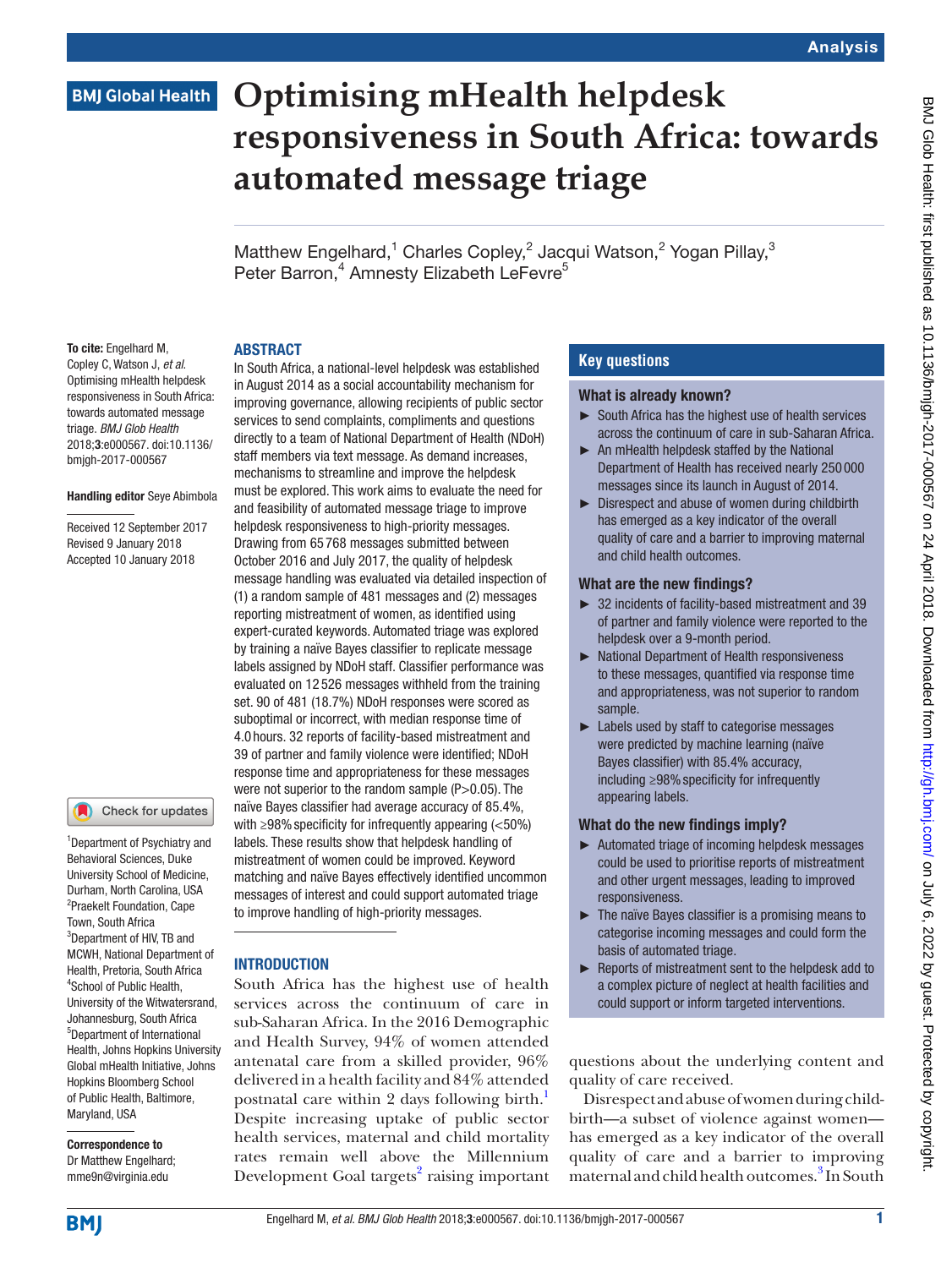Analysis

BMJ Global Health

# Optimising mHealth helpdesk responsiveness in South Africa: towards automated message triage

Matthew Engelhard,[1] Charles Copley,[2] Jacqui Watson,[2] Yogan Pillay,[3] Peter Barron,[4] Amnesty Elizabeth LeFevre[5]

**To cite:** Engelhard M, Copley C, Watson J, *et al.* Optimising mHealth helpdesk responsiveness in South Africa: towards automated message triage. *BMJ Glob Health* 2018;**3**:e000567. doi:10.1136/bmjgh-2017-000567

**Handling editor** Seye Abimbola

Received 12 September 2017
Revised 9 January 2018
Accepted 10 January 2018

[1]Department of Psychiatry and Behavioral Sciences, Duke University School of Medicine, Durham, North Carolina, USA
[2]Praekelt Foundation, Cape Town, South Africa
[3]Department of HIV, TB and MCWH, National Department of Health, Pretoria, South Africa
[4]School of Public Health, University of the Witwatersrand, Johannesburg, South Africa
[5]Department of International Health, Johns Hopkins University Global mHealth Initiative, Johns Hopkins Bloomberg School of Public Health, Baltimore, Maryland, USA

**Correspondence to**
Dr Matthew Engelhard;
mme9n@virginia.edu

## ABSTRACT

In South Africa, a national-level helpdesk was established in August 2014 as a social accountability mechanism for improving governance, allowing recipients of public sector services to send complaints, compliments and questions directly to a team of National Department of Health (NDoH) staff members via text message. As demand increases, mechanisms to streamline and improve the helpdesk must be explored. This work aims to evaluate the need for and feasibility of automated message triage to improve helpdesk responsiveness to high-priority messages. Drawing from 65768 messages submitted between October 2016 and July 2017, the quality of helpdesk message handling was evaluated via detailed inspection of (1) a random sample of 481 messages and (2) messages reporting mistreatment of women, as identified using expert-curated keywords. Automated triage was explored by training a naïve Bayes classifier to replicate message labels assigned by NDoH staff. Classifier performance was evaluated on 12526 messages withheld from the training set. 90 of 481 (18.7%) NDoH responses were scored as suboptimal or incorrect, with median response time of 4.0 hours. 32 reports of facility-based mistreatment and 39 of partner and family violence were identified; NDoH response time and appropriateness for these messages were not superior to the random sample (P>0.05). The naïve Bayes classifier had average accuracy of 85.4%, with ≥98% specificity for infrequently appearing (<50%) labels. These results show that helpdesk handling of mistreatment of women could be improved. Keyword matching and naïve Bayes effectively identified uncommon messages of interest and could support automated triage to improve handling of high-priority messages.

## Key questions

### What is already known?

- South Africa has the highest use of health services across the continuum of care in sub-Saharan Africa.
- An mHealth helpdesk staffed by the National Department of Health has received nearly 250000 messages since its launch in August of 2014.
- Disrespect and abuse of women during childbirth has emerged as a key indicator of the overall quality of care and a barrier to improving maternal and child health outcomes.

### What are the new findings?

- 32 incidents of facility-based mistreatment and 39 of partner and family violence were reported to the helpdesk over a 9-month period.
- National Department of Health responsiveness to these messages, quantified via response time and appropriateness, was not superior to random sample.
- Labels used by staff to categorise messages were predicted by machine learning (naïve Bayes classifier) with 85.4% accuracy, including ≥98% specificity for infrequently appearing labels.

### What do the new findings imply?

- Automated triage of incoming helpdesk messages could be used to prioritise reports of mistreatment and other urgent messages, leading to improved responsiveness.
- The naïve Bayes classifier is a promising means to categorise incoming messages and could form the basis of automated triage.
- Reports of mistreatment sent to the helpdesk add to a complex picture of neglect at health facilities and could support or inform targeted interventions.

## INTRODUCTION

South Africa has the highest use of health services across the continuum of care in sub-Saharan Africa. In the 2016 Demographic and Health Survey, 94% of women attended antenatal care from a skilled provider, 96% delivered in a health facility and 84% attended postnatal care within 2 days following birth.[1] Despite increasing uptake of public sector health services, maternal and child mortality rates remain well above the Millennium Development Goal targets[2] raising important questions about the underlying content and quality of care received.

Disrespect and abuse of women during childbirth—a subset of violence against women—has emerged as a key indicator of the overall quality of care and a barrier to improving maternal and child health outcomes.[3] In South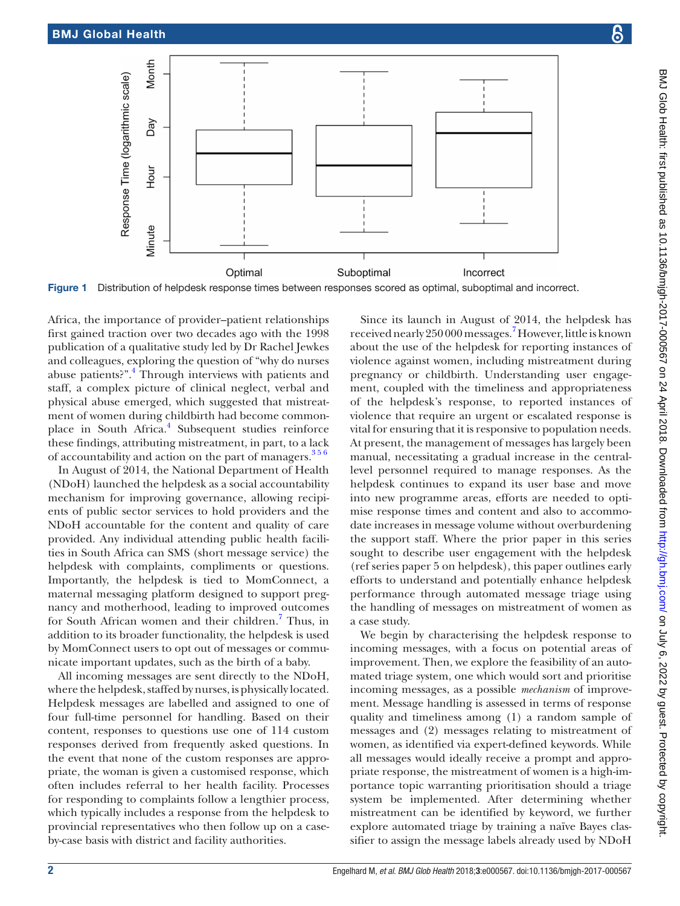Figure 1 Distribution of helpdesk response times between responses scored as optimal, suboptimal and incorrect.

Africa, the importance of provider–patient relationships first gained traction over two decades ago with the 1998 publication of a qualitative study led by Dr Rachel Jewkes and colleagues, exploring the question of "why do nurses abuse patients?".[4] Through interviews with patients and staff, a complex picture of clinical neglect, verbal and physical abuse emerged, which suggested that mistreatment of women during childbirth had become commonplace in South Africa.[4] Subsequent studies reinforce these findings, attributing mistreatment, in part, to a lack of accountability and action on the part of managers.[3 5 6]

In August of 2014, the National Department of Health (NDoH) launched the helpdesk as a social accountability mechanism for improving governance, allowing recipients of public sector services to hold providers and the NDoH accountable for the content and quality of care provided. Any individual attending public health facilities in South Africa can SMS (short message service) the helpdesk with complaints, compliments or questions. Importantly, the helpdesk is tied to MomConnect, a maternal messaging platform designed to support pregnancy and motherhood, leading to improved outcomes for South African women and their children.[7] Thus, in addition to its broader functionality, the helpdesk is used by MomConnect users to opt out of messages or communicate important updates, such as the birth of a baby.

All incoming messages are sent directly to the NDoH, where the helpdesk, staffed by nurses, is physically located. Helpdesk messages are labelled and assigned to one of four full-time personnel for handling. Based on their content, responses to questions use one of 114 custom responses derived from frequently asked questions. In the event that none of the custom responses are appropriate, the woman is given a customised response, which often includes referral to her health facility. Processes for responding to complaints follow a lengthier process, which typically includes a response from the helpdesk to provincial representatives who then follow up on a case-by-case basis with district and facility authorities.

Since its launch in August of 2014, the helpdesk has received nearly 250 000 messages.[7] However, little is known about the use of the helpdesk for reporting instances of violence against women, including mistreatment during pregnancy or childbirth. Understanding user engagement, coupled with the timeliness and appropriateness of the helpdesk's response, to reported instances of violence that require an urgent or escalated response is vital for ensuring that it is responsive to population needs. At present, the management of messages has largely been manual, necessitating a gradual increase in the central-level personnel required to manage responses. As the helpdesk continues to expand its user base and move into new programme areas, efforts are needed to optimise response times and content and also to accommodate increases in message volume without overburdening the support staff. Where the prior paper in this series sought to describe user engagement with the helpdesk (ref series paper 5 on helpdesk), this paper outlines early efforts to understand and potentially enhance helpdesk performance through automated message triage using the handling of messages on mistreatment of women as a case study.

We begin by characterising the helpdesk response to incoming messages, with a focus on potential areas of improvement. Then, we explore the feasibility of an automated triage system, one which would sort and prioritise incoming messages, as a possible *mechanism* of improvement. Message handling is assessed in terms of response quality and timeliness among (1) a random sample of messages and (2) messages relating to mistreatment of women, as identified via expert-defined keywords. While all messages would ideally receive a prompt and appropriate response, the mistreatment of women is a high-importance topic warranting prioritisation should a triage system be implemented. After determining whether mistreatment can be identified by keyword, we further explore automated triage by training a naïve Bayes classifier to assign the message labels already used by NDoH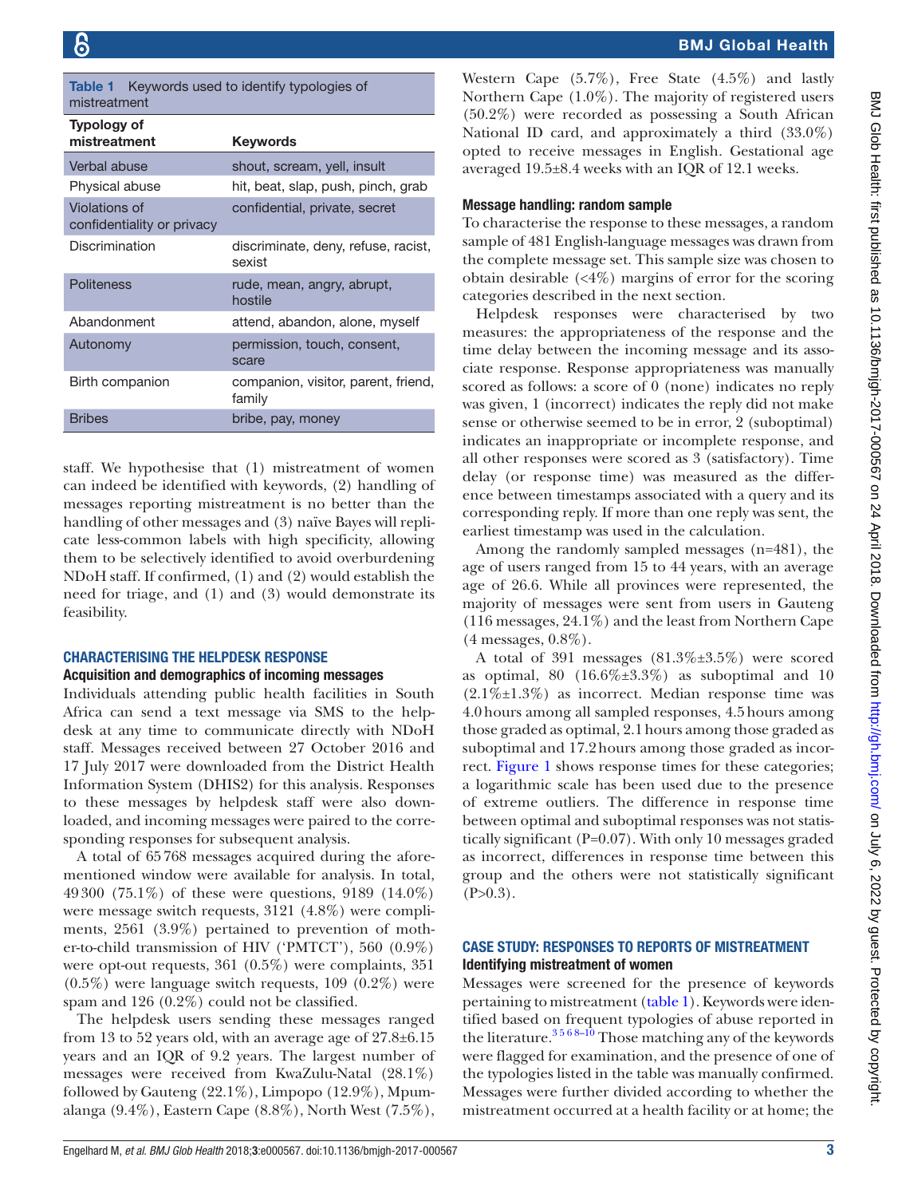**Table 1** Keywords used to identify typologies of mistreatment

| Typology of mistreatment | Keywords |
|---|---|
| Verbal abuse | shout, scream, yell, insult |
| Physical abuse | hit, beat, slap, push, pinch, grab |
| Violations of confidentiality or privacy | confidential, private, secret |
| Discrimination | discriminate, deny, refuse, racist, sexist |
| Politeness | rude, mean, angry, abrupt, hostile |
| Abandonment | attend, abandon, alone, myself |
| Autonomy | permission, touch, consent, scare |
| Birth companion | companion, visitor, parent, friend, family |
| Bribes | bribe, pay, money |

staff. We hypothesise that (1) mistreatment of women can indeed be identified with keywords, (2) handling of messages reporting mistreatment is no better than the handling of other messages and (3) naïve Bayes will replicate less-common labels with high specificity, allowing them to be selectively identified to avoid overburdening NDoH staff. If confirmed, (1) and (2) would establish the need for triage, and (1) and (3) would demonstrate its feasibility.

## CHARACTERISING THE HELPDESK RESPONSE

### Acquisition and demographics of incoming messages

Individuals attending public health facilities in South Africa can send a text message via SMS to the helpdesk at any time to communicate directly with NDoH staff. Messages received between 27 October 2016 and 17 July 2017 were downloaded from the District Health Information System (DHIS2) for this analysis. Responses to these messages by helpdesk staff were also downloaded, and incoming messages were paired to the corresponding responses for subsequent analysis.

A total of 65 768 messages acquired during the aforementioned window were available for analysis. In total, 49 300 (75.1%) of these were questions, 9189 (14.0%) were message switch requests, 3121 (4.8%) were compliments, 2561 (3.9%) pertained to prevention of mother-to-child transmission of HIV ('PMTCT'), 560 (0.9%) were opt-out requests, 361 (0.5%) were complaints, 351 (0.5%) were language switch requests, 109 (0.2%) were spam and 126 (0.2%) could not be classified.

The helpdesk users sending these messages ranged from 13 to 52 years old, with an average age of 27.8±6.15 years and an IQR of 9.2 years. The largest number of messages were received from KwaZulu-Natal (28.1%) followed by Gauteng (22.1%), Limpopo (12.9%), Mpumalanga (9.4%), Eastern Cape (8.8%), North West (7.5%), Western Cape (5.7%), Free State (4.5%) and lastly Northern Cape (1.0%). The majority of registered users (50.2%) were recorded as possessing a South African National ID card, and approximately a third (33.0%) opted to receive messages in English. Gestational age averaged 19.5±8.4 weeks with an IQR of 12.1 weeks.

### Message handling: random sample

To characterise the response to these messages, a random sample of 481 English-language messages was drawn from the complete message set. This sample size was chosen to obtain desirable (<4%) margins of error for the scoring categories described in the next section.

Helpdesk responses were characterised by two measures: the appropriateness of the response and the time delay between the incoming message and its associate response. Response appropriateness was manually scored as follows: a score of 0 (none) indicates no reply was given, 1 (incorrect) indicates the reply did not make sense or otherwise seemed to be in error, 2 (suboptimal) indicates an inappropriate or incomplete response, and all other responses were scored as 3 (satisfactory). Time delay (or response time) was measured as the difference between timestamps associated with a query and its corresponding reply. If more than one reply was sent, the earliest timestamp was used in the calculation.

Among the randomly sampled messages (n=481), the age of users ranged from 15 to 44 years, with an average age of 26.6. While all provinces were represented, the majority of messages were sent from users in Gauteng (116 messages, 24.1%) and the least from Northern Cape (4 messages, 0.8%).

A total of 391 messages (81.3%±3.5%) were scored as optimal, 80 (16.6%±3.3%) as suboptimal and 10 (2.1%±1.3%) as incorrect. Median response time was 4.0 hours among all sampled responses, 4.5 hours among those graded as optimal, 2.1 hours among those graded as suboptimal and 17.2 hours among those graded as incorrect. Figure 1 shows response times for these categories; a logarithmic scale has been used due to the presence of extreme outliers. The difference in response time between optimal and suboptimal responses was not statistically significant (P=0.07). With only 10 messages graded as incorrect, differences in response time between this group and the others were not statistically significant (P>0.3).

## CASE STUDY: RESPONSES TO REPORTS OF MISTREATMENT

### Identifying mistreatment of women

Messages were screened for the presence of keywords pertaining to mistreatment (table 1). Keywords were identified based on frequent typologies of abuse reported in the literature.[3 5 6 8–10] Those matching any of the keywords were flagged for examination, and the presence of one of the typologies listed in the table was manually confirmed. Messages were further divided according to whether the mistreatment occurred at a health facility or at home; the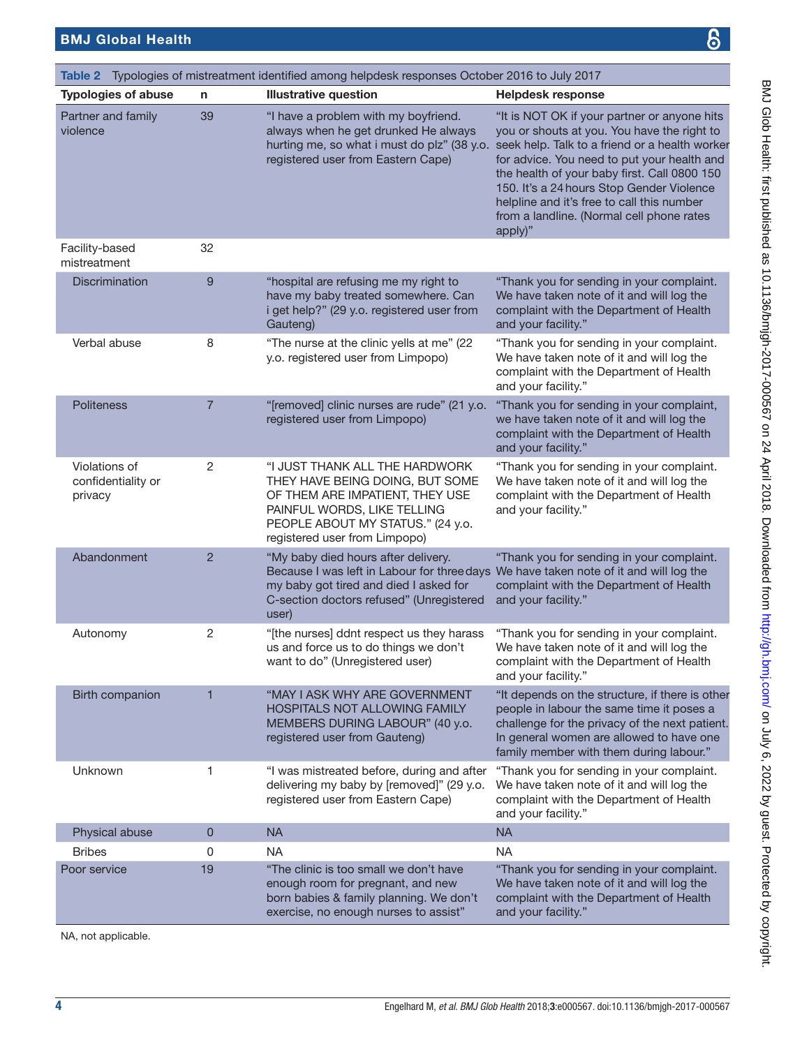**Table 2** Typologies of mistreatment identified among helpdesk responses October 2016 to July 2017

| Typologies of abuse | n | Illustrative question | Helpdesk response |
|---|---|---|---|
| Partner and family violence | 39 | "I have a problem with my boyfriend. always when he get drunked He always hurting me, so what i must do plz" (38 y.o. registered user from Eastern Cape) | "It is NOT OK if your partner or anyone hits you or shouts at you. You have the right to seek help. Talk to a friend or a health worker for advice. You need to put your health and the health of your baby first. Call 0800 150 150. It's a 24 hours Stop Gender Violence helpline and it's free to call this number from a landline. (Normal cell phone rates apply)" |
| Facility-based mistreatment | 32 | | |
| Discrimination | 9 | "hospital are refusing me my right to have my baby treated somewhere. Can i get help?" (29 y.o. registered user from Gauteng) | "Thank you for sending in your complaint. We have taken note of it and will log the complaint with the Department of Health and your facility." |
| Verbal abuse | 8 | "The nurse at the clinic yells at me" (22 y.o. registered user from Limpopo) | "Thank you for sending in your complaint. We have taken note of it and will log the complaint with the Department of Health and your facility." |
| Politeness | 7 | "[removed] clinic nurses are rude" (21 y.o. registered user from Limpopo) | "Thank you for sending in your complaint, we have taken note of it and will log the complaint with the Department of Health and your facility." |
| Violations of confidentiality or privacy | 2 | "I JUST THANK ALL THE HARDWORK THEY HAVE BEING DOING, BUT SOME OF THEM ARE IMPATIENT, THEY USE PAINFUL WORDS, LIKE TELLING PEOPLE ABOUT MY STATUS." (24 y.o. registered user from Limpopo) | "Thank you for sending in your complaint. We have taken note of it and will log the complaint with the Department of Health and your facility." |
| Abandonment | 2 | "My baby died hours after delivery. Because I was left in Labour for three days my baby got tired and died I asked for C-section doctors refused" (Unregistered user) | "Thank you for sending in your complaint. We have taken note of it and will log the complaint with the Department of Health and your facility." |
| Autonomy | 2 | "[the nurses] ddnt respect us they harass us and force us to do things we don't want to do" (Unregistered user) | "Thank you for sending in your complaint. We have taken note of it and will log the complaint with the Department of Health and your facility." |
| Birth companion | 1 | "MAY I ASK WHY ARE GOVERNMENT HOSPITALS NOT ALLOWING FAMILY MEMBERS DURING LABOUR" (40 y.o. registered user from Gauteng) | "It depends on the structure, if there is other people in labour the same time it poses a challenge for the privacy of the next patient. In general women are allowed to have one family member with them during labour." |
| Unknown | 1 | "I was mistreated before, during and after delivering my baby by [removed]" (29 y.o. registered user from Eastern Cape) | "Thank you for sending in your complaint. We have taken note of it and will log the complaint with the Department of Health and your facility." |
| Physical abuse | 0 | NA | NA |
| Bribes | 0 | NA | NA |
| Poor service | 19 | "The clinic is too small we don't have enough room for pregnant, and new born babies & family planning. We don't exercise, no enough nurses to assist" | "Thank you for sending in your complaint. We have taken note of it and will log the complaint with the Department of Health and your facility." |

NA, not applicable.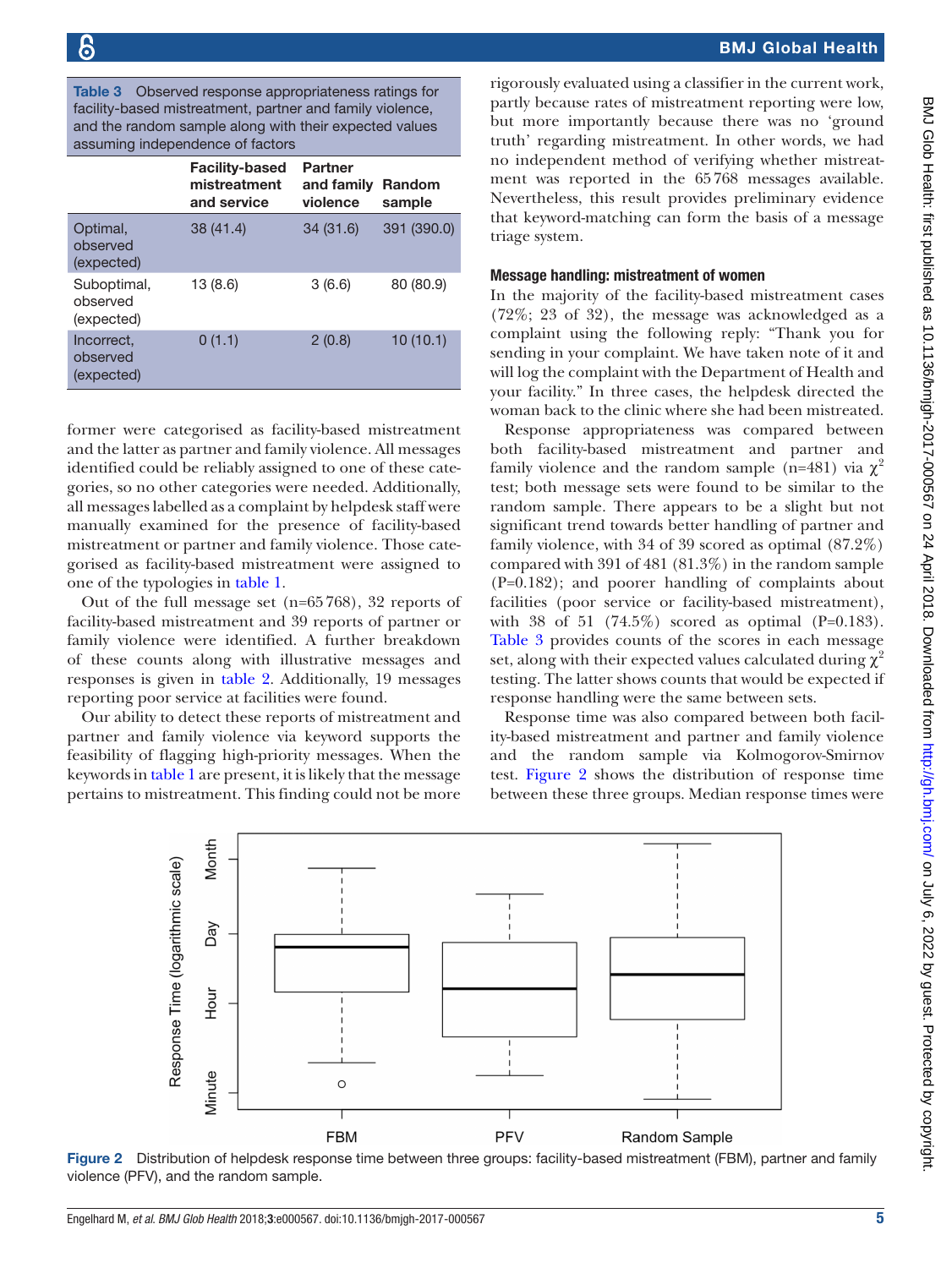**Table 3** Observed response appropriateness ratings for facility-based mistreatment, partner and family violence, and the random sample along with their expected values assuming independence of factors

| | Facility-based mistreatment and service | Partner and family violence | Random sample |
|---|---|---|---|
| Optimal, observed (expected) | 38 (41.4) | 34 (31.6) | 391 (390.0) |
| Suboptimal, observed (expected) | 13 (8.6) | 3 (6.6) | 80 (80.9) |
| Incorrect, observed (expected) | 0 (1.1) | 2 (0.8) | 10 (10.1) |

former were categorised as facility-based mistreatment and the latter as partner and family violence. All messages identified could be reliably assigned to one of these categories, so no other categories were needed. Additionally, all messages labelled as a complaint by helpdesk staff were manually examined for the presence of facility-based mistreatment or partner and family violence. Those categorised as facility-based mistreatment were assigned to one of the typologies in table 1.

Out of the full message set (n=65 768), 32 reports of facility-based mistreatment and 39 reports of partner or family violence were identified. A further breakdown of these counts along with illustrative messages and responses is given in table 2. Additionally, 19 messages reporting poor service at facilities were found.

Our ability to detect these reports of mistreatment and partner and family violence via keyword supports the feasibility of flagging high-priority messages. When the keywords in table 1 are present, it is likely that the message pertains to mistreatment. This finding could not be more rigorously evaluated using a classifier in the current work, partly because rates of mistreatment reporting were low, but more importantly because there was no 'ground truth' regarding mistreatment. In other words, we had no independent method of verifying whether mistreatment was reported in the 65 768 messages available. Nevertheless, this result provides preliminary evidence that keyword-matching can form the basis of a message triage system.

### Message handling: mistreatment of women

In the majority of the facility-based mistreatment cases (72%; 23 of 32), the message was acknowledged as a complaint using the following reply: "Thank you for sending in your complaint. We have taken note of it and will log the complaint with the Department of Health and your facility." In three cases, the helpdesk directed the woman back to the clinic where she had been mistreated.

Response appropriateness was compared between both facility-based mistreatment and partner and family violence and the random sample (n=481) via $\chi^2$ test; both message sets were found to be similar to the random sample. There appears to be a slight but not significant trend towards better handling of partner and family violence, with 34 of 39 scored as optimal (87.2%) compared with 391 of 481 (81.3%) in the random sample (P=0.182); and poorer handling of complaints about facilities (poor service or facility-based mistreatment), with 38 of 51 (74.5%) scored as optimal (P=0.183). Table 3 provides counts of the scores in each message set, along with their expected values calculated during $\chi^2$ testing. The latter shows counts that would be expected if response handling were the same between sets.

Response time was also compared between both facility-based mistreatment and partner and family violence and the random sample via Kolmogorov-Smirnov test. Figure 2 shows the distribution of response time between these three groups. Median response times were

Figure 2 Distribution of helpdesk response time between three groups: facility-based mistreatment (FBM), partner and family violence (PFV), and the random sample.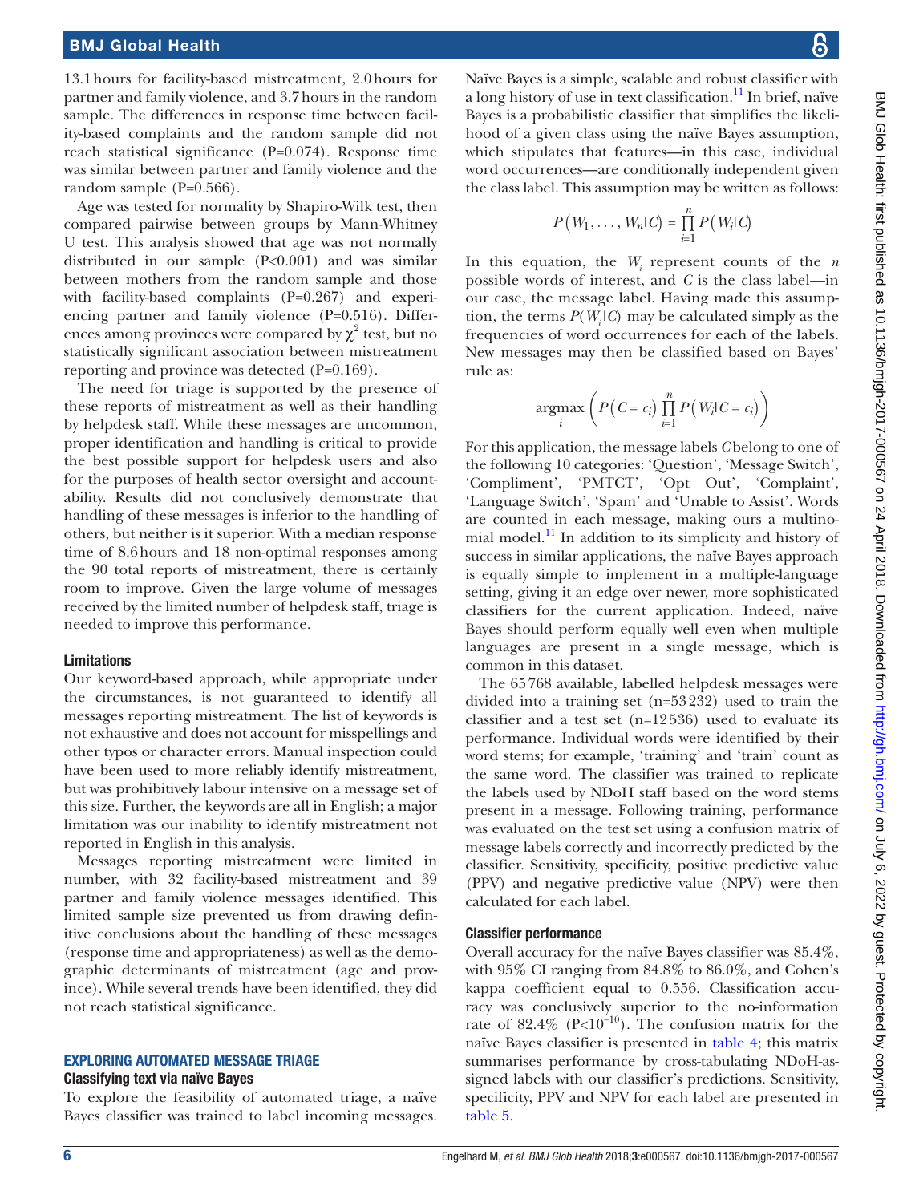13.1 hours for facility-based mistreatment, 2.0 hours for partner and family violence, and 3.7 hours in the random sample. The differences in response time between facility-based complaints and the random sample did not reach statistical significance (P=0.074). Response time was similar between partner and family violence and the random sample (P=0.566).

Age was tested for normality by Shapiro-Wilk test, then compared pairwise between groups by Mann-Whitney U test. This analysis showed that age was not normally distributed in our sample (P<0.001) and was similar between mothers from the random sample and those with facility-based complaints (P=0.267) and experiencing partner and family violence (P=0.516). Differences among provinces were compared by $\chi^2$ test, but no statistically significant association between mistreatment reporting and province was detected (P=0.169).

The need for triage is supported by the presence of these reports of mistreatment as well as their handling by helpdesk staff. While these messages are uncommon, proper identification and handling is critical to provide the best possible support for helpdesk users and also for the purposes of health sector oversight and accountability. Results did not conclusively demonstrate that handling of these messages is inferior to the handling of others, but neither is it superior. With a median response time of 8.6 hours and 18 non-optimal responses among the 90 total reports of mistreatment, there is certainly room to improve. Given the large volume of messages received by the limited number of helpdesk staff, triage is needed to improve this performance.

### Limitations

Our keyword-based approach, while appropriate under the circumstances, is not guaranteed to identify all messages reporting mistreatment. The list of keywords is not exhaustive and does not account for misspellings and other typos or character errors. Manual inspection could have been used to more reliably identify mistreatment, but was prohibitively labour intensive on a message set of this size. Further, the keywords are all in English; a major limitation was our inability to identify mistreatment not reported in English in this analysis.

Messages reporting mistreatment were limited in number, with 32 facility-based mistreatment and 39 partner and family violence messages identified. This limited sample size prevented us from drawing definitive conclusions about the handling of these messages (response time and appropriateness) as well as the demographic determinants of mistreatment (age and province). While several trends have been identified, they did not reach statistical significance.

## EXPLORING AUTOMATED MESSAGE TRIAGE

### Classifying text via naïve Bayes

To explore the feasibility of automated triage, a naïve Bayes classifier was trained to label incoming messages. Naïve Bayes is a simple, scalable and robust classifier with a long history of use in text classification.[11] In brief, naïve Bayes is a probabilistic classifier that simplifies the likelihood of a given class using the naïve Bayes assumption, which stipulates that features—in this case, individual word occurrences—are conditionally independent given the class label. This assumption may be written as follows:

$$P\left(W_1, \ldots, W_n | C\right) = \prod_{i=1}^{n} P\left(W_i | C\right)$$

In this equation, the $W_i$ represent counts of the $n$ possible words of interest, and $C$ is the class label—in our case, the message label. Having made this assumption, the terms $P(W_i|C)$ may be calculated simply as the frequencies of word occurrences for each of the labels. New messages may then be classified based on Bayes' rule as:

$$\underset{i}{\operatorname{argmax}} \left( P\left(C = c_i\right) \prod_{i=1}^{n} P\left(W_i | C = c_i\right) \right)$$

For this application, the message labels $C$ belong to one of the following 10 categories: 'Question', 'Message Switch', 'Compliment', 'PMTCT', 'Opt Out', 'Complaint', 'Language Switch', 'Spam' and 'Unable to Assist'. Words are counted in each message, making ours a multinomial model.[11] In addition to its simplicity and history of success in similar applications, the naïve Bayes approach is equally simple to implement in a multiple-language setting, giving it an edge over newer, more sophisticated classifiers for the current application. Indeed, naïve Bayes should perform equally well even when multiple languages are present in a single message, which is common in this dataset.

The 65 768 available, labelled helpdesk messages were divided into a training set (n=53 232) used to train the classifier and a test set (n=12 536) used to evaluate its performance. Individual words were identified by their word stems; for example, 'training' and 'train' count as the same word. The classifier was trained to replicate the labels used by NDoH staff based on the word stems present in a message. Following training, performance was evaluated on the test set using a confusion matrix of message labels correctly and incorrectly predicted by the classifier. Sensitivity, specificity, positive predictive value (PPV) and negative predictive value (NPV) were then calculated for each label.

### Classifier performance

Overall accuracy for the naïve Bayes classifier was 85.4%, with 95% CI ranging from 84.8% to 86.0%, and Cohen's kappa coefficient equal to 0.556. Classification accuracy was conclusively superior to the no-information rate of 82.4% ($P<10^{-10}$). The confusion matrix for the naïve Bayes classifier is presented in table 4; this matrix summarises performance by cross-tabulating NDoH-assigned labels with our classifier's predictions. Sensitivity, specificity, PPV and NPV for each label are presented in table 5.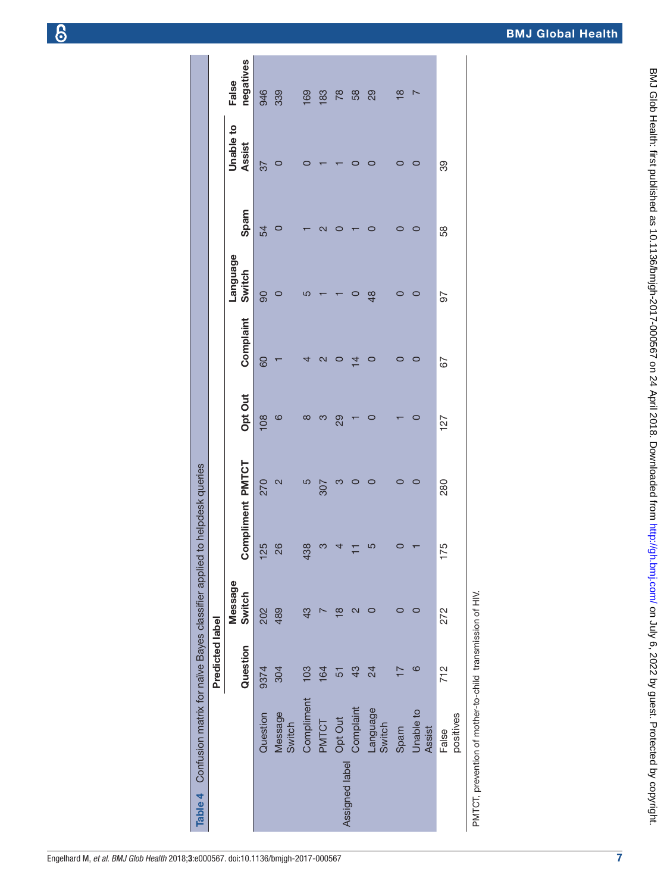**Table 4** Confusion matrix for naïve Bayes classifier applied to helpdesk queries

| | | Predicted label | | | | | | | | | | |
|---|---|---|---|---|---|---|---|---|---|---|---|---|
| | | Question | Message Switch | Compliment | PMTCT | Opt Out | Complaint | Language Switch | Spam | Unable to Assist | False negatives |
| Assigned label | Question | 9374 | 202 | 125 | 270 | 108 | 60 | 90 | 54 | 37 | 946 |
| | Message Switch | 304 | 489 | 26 | 2 | 6 | 1 | 0 | 0 | 0 | 339 |
| | Compliment | 103 | 43 | 438 | 5 | 8 | 4 | 5 | 1 | 0 | 169 |
| | PMTCT | 164 | 7 | 3 | 307 | 3 | 2 | 1 | 2 | 1 | 183 |
| | Opt Out | 51 | 18 | 4 | 3 | 29 | 0 | 1 | 0 | 1 | 78 |
| | Complaint | 43 | 2 | 11 | 0 | 1 | 14 | 0 | 1 | 0 | 58 |
| | Language Switch | 24 | 0 | 5 | 0 | 0 | 0 | 48 | 0 | 0 | 29 |
| | Spam | 17 | 0 | 0 | 0 | 1 | 0 | 0 | 0 | 0 | 18 |
| | Unable to Assist | 6 | 0 | 1 | 0 | 0 | 0 | 0 | 0 | 0 | 7 |
| | False positives | 712 | 272 | 175 | 280 | 127 | 67 | 97 | 58 | 39 | |

PMTCT, prevention of mother-to-child transmission of HIV.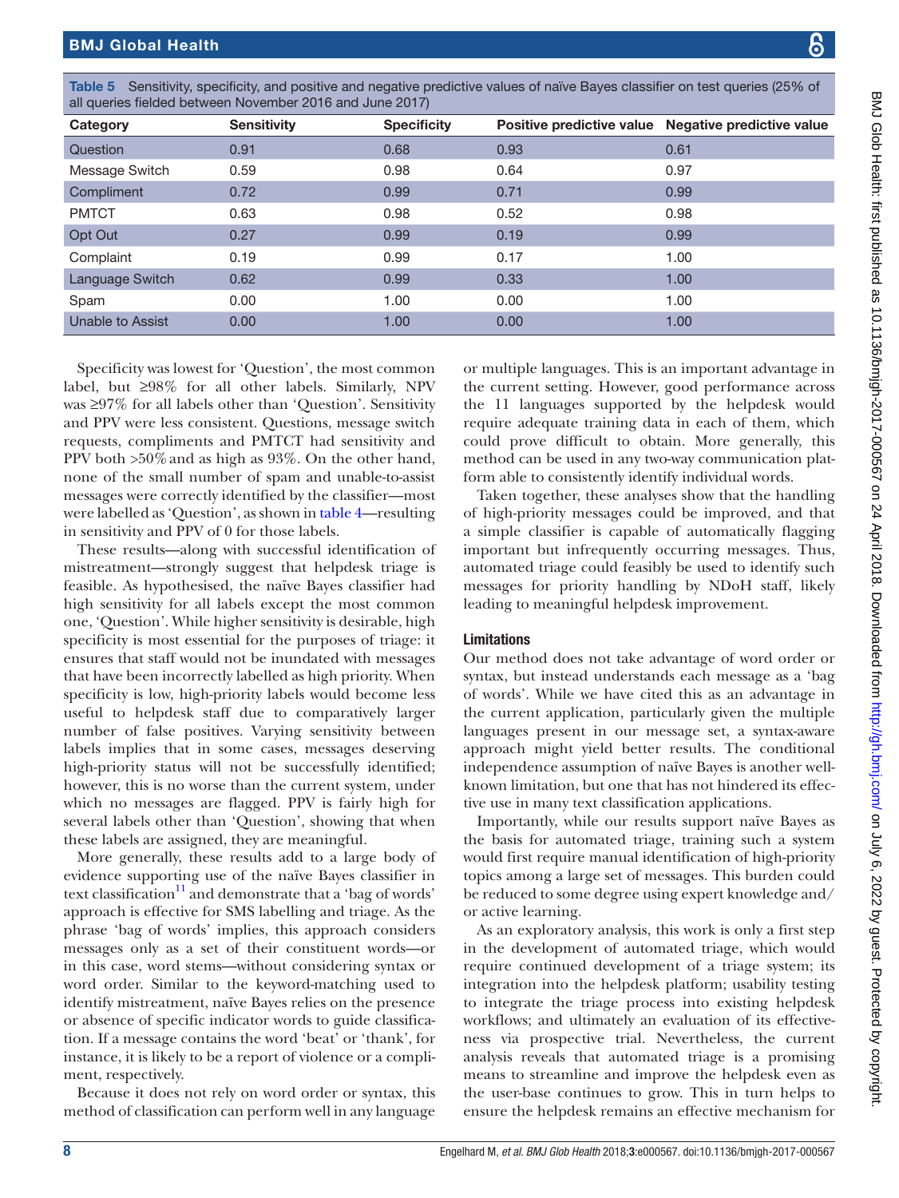Table 5 Sensitivity, specificity, and positive and negative predictive values of naïve Bayes classifier on test queries (25% of all queries fielded between November 2016 and June 2017)

| Category | Sensitivity | Specificity | Positive predictive value | Negative predictive value |
|---|---|---|---|---|
| Question | 0.91 | 0.68 | 0.93 | 0.61 |
| Message Switch | 0.59 | 0.98 | 0.64 | 0.97 |
| Compliment | 0.72 | 0.99 | 0.71 | 0.99 |
| PMTCT | 0.63 | 0.98 | 0.52 | 0.98 |
| Opt Out | 0.27 | 0.99 | 0.19 | 0.99 |
| Complaint | 0.19 | 0.99 | 0.17 | 1.00 |
| Language Switch | 0.62 | 0.99 | 0.33 | 1.00 |
| Spam | 0.00 | 1.00 | 0.00 | 1.00 |
| Unable to Assist | 0.00 | 1.00 | 0.00 | 1.00 |

Specificity was lowest for 'Question', the most common label, but ≥98% for all other labels. Similarly, NPV was ≥97% for all labels other than 'Question'. Sensitivity and PPV were less consistent. Questions, message switch requests, compliments and PMTCT had sensitivity and PPV both >50% and as high as 93%. On the other hand, none of the small number of spam and unable-to-assist messages were correctly identified by the classifier—most were labelled as 'Question', as shown in table 4—resulting in sensitivity and PPV of 0 for those labels.

These results—along with successful identification of mistreatment—strongly suggest that helpdesk triage is feasible. As hypothesised, the naïve Bayes classifier had high sensitivity for all labels except the most common one, 'Question'. While higher sensitivity is desirable, high specificity is most essential for the purposes of triage: it ensures that staff would not be inundated with messages that have been incorrectly labelled as high priority. When specificity is low, high-priority labels would become less useful to helpdesk staff due to comparatively larger number of false positives. Varying sensitivity between labels implies that in some cases, messages deserving high-priority status will not be successfully identified; however, this is no worse than the current system, under which no messages are flagged. PPV is fairly high for several labels other than 'Question', showing that when these labels are assigned, they are meaningful.

More generally, these results add to a large body of evidence supporting use of the naïve Bayes classifier in text classification[11] and demonstrate that a 'bag of words' approach is effective for SMS labelling and triage. As the phrase 'bag of words' implies, this approach considers messages only as a set of their constituent words—or in this case, word stems—without considering syntax or word order. Similar to the keyword-matching used to identify mistreatment, naïve Bayes relies on the presence or absence of specific indicator words to guide classification. If a message contains the word 'beat' or 'thank', for instance, it is likely to be a report of violence or a compliment, respectively.

Because it does not rely on word order or syntax, this method of classification can perform well in any language or multiple languages. This is an important advantage in the current setting. However, good performance across the 11 languages supported by the helpdesk would require adequate training data in each of them, which could prove difficult to obtain. More generally, this method can be used in any two-way communication platform able to consistently identify individual words.

Taken together, these analyses show that the handling of high-priority messages could be improved, and that a simple classifier is capable of automatically flagging important but infrequently occurring messages. Thus, automated triage could feasibly be used to identify such messages for priority handling by NDoH staff, likely leading to meaningful helpdesk improvement.

## Limitations

Our method does not take advantage of word order or syntax, but instead understands each message as a 'bag of words'. While we have cited this as an advantage in the current application, particularly given the multiple languages present in our message set, a syntax-aware approach might yield better results. The conditional independence assumption of naïve Bayes is another well-known limitation, but one that has not hindered its effective use in many text classification applications.

Importantly, while our results support naïve Bayes as the basis for automated triage, training such a system would first require manual identification of high-priority topics among a large set of messages. This burden could be reduced to some degree using expert knowledge and/or active learning.

As an exploratory analysis, this work is only a first step in the development of automated triage, which would require continued development of a triage system; its integration into the helpdesk platform; usability testing to integrate the triage process into existing helpdesk workflows; and ultimately an evaluation of its effectiveness via prospective trial. Nevertheless, the current analysis reveals that automated triage is a promising means to streamline and improve the helpdesk even as the user-base continues to grow. This in turn helps to ensure the helpdesk remains an effective mechanism for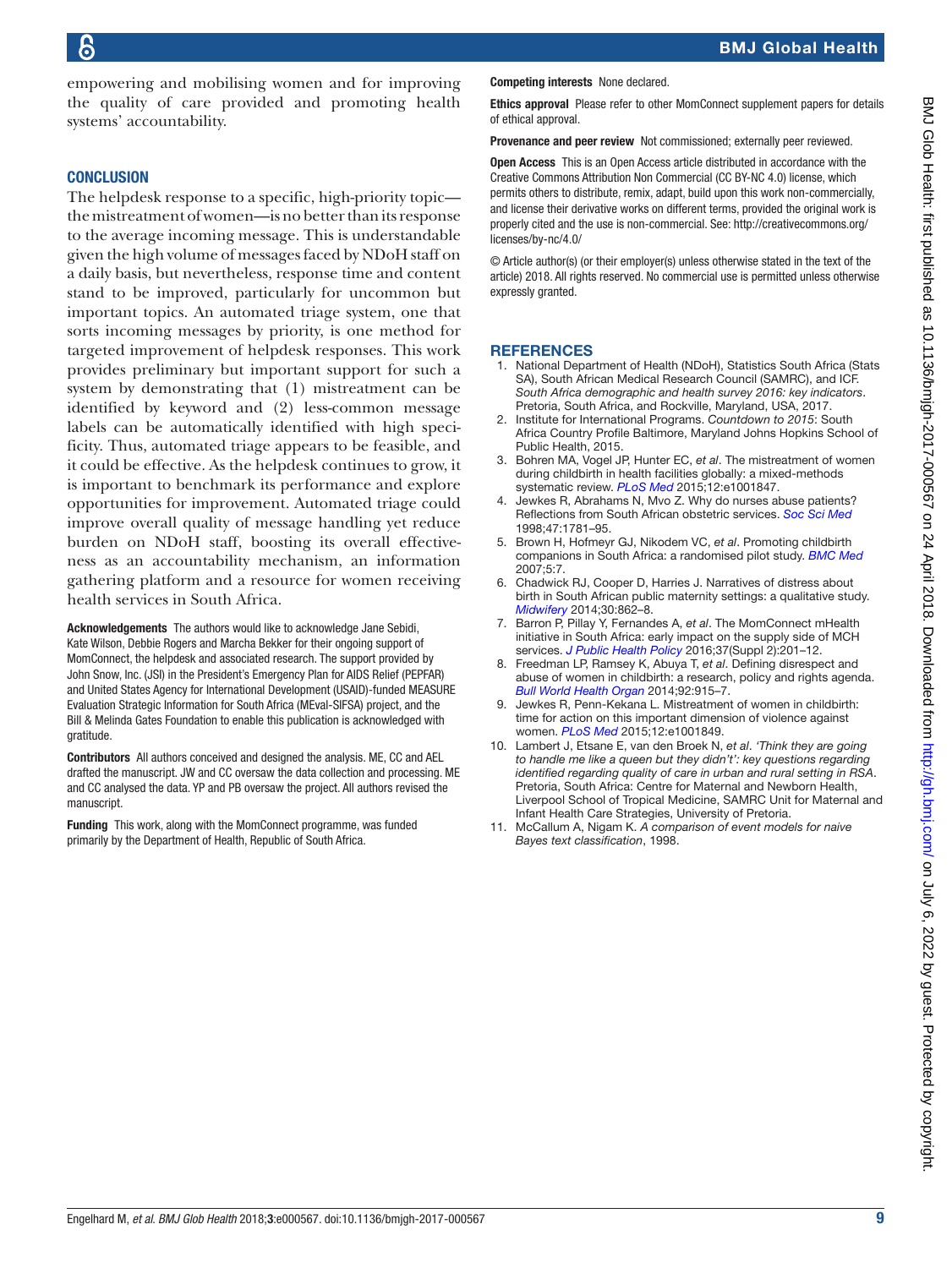empowering and mobilising women and for improving the quality of care provided and promoting health systems' accountability.

## CONCLUSION

The helpdesk response to a specific, high-priority topic—the mistreatment of women—is no better than its response to the average incoming message. This is understandable given the high volume of messages faced by NDoH staff on a daily basis, but nevertheless, response time and content stand to be improved, particularly for uncommon but important topics. An automated triage system, one that sorts incoming messages by priority, is one method for targeted improvement of helpdesk responses. This work provides preliminary but important support for such a system by demonstrating that (1) mistreatment can be identified by keyword and (2) less-common message labels can be automatically identified with high specificity. Thus, automated triage appears to be feasible, and it could be effective. As the helpdesk continues to grow, it is important to benchmark its performance and explore opportunities for improvement. Automated triage could improve overall quality of message handling yet reduce burden on NDoH staff, boosting its overall effectiveness as an accountability mechanism, an information gathering platform and a resource for women receiving health services in South Africa.

**Acknowledgements** The authors would like to acknowledge Jane Sebidi, Kate Wilson, Debbie Rogers and Marcha Bekker for their ongoing support of MomConnect, the helpdesk and associated research. The support provided by John Snow, Inc. (JSI) in the President's Emergency Plan for AIDS Relief (PEPFAR) and United States Agency for International Development (USAID)-funded MEASURE Evaluation Strategic Information for South Africa (MEval-SIFSA) project, and the Bill & Melinda Gates Foundation to enable this publication is acknowledged with gratitude.

**Contributors** All authors conceived and designed the analysis. ME, CC and AEL drafted the manuscript. JW and CC oversaw the data collection and processing. ME and CC analysed the data. YP and PB oversaw the project. All authors revised the manuscript.

**Funding** This work, along with the MomConnect programme, was funded primarily by the Department of Health, Republic of South Africa.

**Competing interests** None declared.

**Ethics approval** Please refer to other MomConnect supplement papers for details of ethical approval.

**Provenance and peer review** Not commissioned; externally peer reviewed.

**Open Access** This is an Open Access article distributed in accordance with the Creative Commons Attribution Non Commercial (CC BY-NC 4.0) license, which permits others to distribute, remix, adapt, build upon this work non-commercially, and license their derivative works on different terms, provided the original work is properly cited and the use is non-commercial. See: http://creativecommons.org/licenses/by-nc/4.0/

© Article author(s) (or their employer(s) unless otherwise stated in the text of the article) 2018. All rights reserved. No commercial use is permitted unless otherwise expressly granted.

## REFERENCES

1. National Department of Health (NDoH), Statistics South Africa (Stats SA), South African Medical Research Council (SAMRC), and ICF. *South Africa demographic and health survey 2016: key indicators*. Pretoria, South Africa, and Rockville, Maryland, USA, 2017.
2. Institute for International Programs. *Countdown to 2015*: South Africa Country Profile Baltimore, Maryland Johns Hopkins School of Public Health, 2015.
3. Bohren MA, Vogel JP, Hunter EC, *et al*. The mistreatment of women during childbirth in health facilities globally: a mixed-methods systematic review. *PLoS Med* 2015;12:e1001847.
4. Jewkes R, Abrahams N, Mvo Z. Why do nurses abuse patients? Reflections from South African obstetric services. *Soc Sci Med* 1998;47:1781–95.
5. Brown H, Hofmeyr GJ, Nikodem VC, *et al*. Promoting childbirth companions in South Africa: a randomised pilot study. *BMC Med* 2007;5:7.
6. Chadwick RJ, Cooper D, Harries J. Narratives of distress about birth in South African public maternity settings: a qualitative study. *Midwifery* 2014;30:862–8.
7. Barron P, Pillay Y, Fernandes A, *et al*. The MomConnect mHealth initiative in South Africa: early impact on the supply side of MCH services. *J Public Health Policy* 2016;37(Suppl 2):201–12.
8. Freedman LP, Ramsey K, Abuya T, *et al*. Defining disrespect and abuse of women in childbirth: a research, policy and rights agenda. *Bull World Health Organ* 2014;92:915–7.
9. Jewkes R, Penn-Kekana L. Mistreatment of women in childbirth: time for action on this important dimension of violence against women. *PLoS Med* 2015;12:e1001849.
10. Lambert J, Etsane E, van den Broek N, *et al*. *'Think they are going to handle me like a queen but they didn't': key questions regarding identified regarding quality of care in urban and rural setting in RSA*. Pretoria, South Africa: Centre for Maternal and Newborn Health, Liverpool School of Tropical Medicine, SAMRC Unit for Maternal and Infant Health Care Strategies, University of Pretoria.
11. McCallum A, Nigam K. *A comparison of event models for naive Bayes text classification*, 1998.